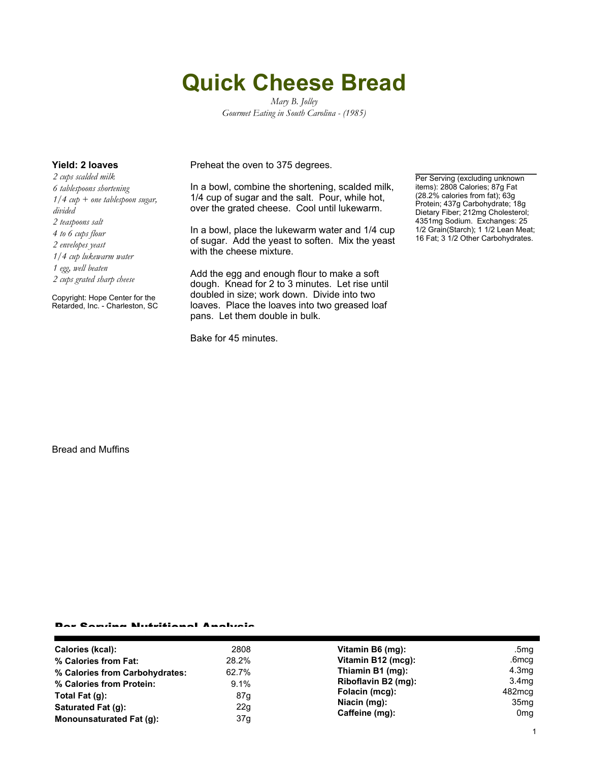# Quick Cheese Bread

*Mary B. Jolley*
*Gourmet Eating in South Carolina - (1985)*

**Yield: 2 loaves**

*2 cups scalded milk*
*6 tablespoons shortening*
*1/4 cup + one tablespoon sugar, divided*
*2 teaspoons salt*
*4 to 6 cups flour*
*2 envelopes yeast*
*1/4 cup lukewarm water*
*1 egg, well beaten*
*2 cups grated sharp cheese*

Copyright: Hope Center for the Retarded, Inc. - Charleston, SC

Preheat the oven to 375 degrees.

In a bowl, combine the shortening, scalded milk, 1/4 cup of sugar and the salt. Pour, while hot, over the grated cheese. Cool until lukewarm.

In a bowl, place the lukewarm water and 1/4 cup of sugar. Add the yeast to soften. Mix the yeast with the cheese mixture.

Add the egg and enough flour to make a soft dough. Knead for 2 to 3 minutes. Let rise until doubled in size; work down. Divide into two loaves. Place the loaves into two greased loaf pans. Let them double in bulk.

Bake for 45 minutes.

Per Serving (excluding unknown items): 2808 Calories; 87g Fat (28.2% calories from fat); 63g Protein; 437g Carbohydrate; 18g Dietary Fiber; 212mg Cholesterol; 4351mg Sodium. Exchanges: 25 1/2 Grain(Starch); 1 1/2 Lean Meat; 16 Fat; 3 1/2 Other Carbohydrates.

Bread and Muffins

## Per Serving Nutritional Analysis

| | | | |
|---|---|---|---|
| **Calories (kcal):** | 2808 | **Vitamin B6 (mg):** | .5mg |
| **% Calories from Fat:** | 28.2% | **Vitamin B12 (mcg):** | .6mcg |
| **% Calories from Carbohydrates:** | 62.7% | **Thiamin B1 (mg):** | 4.3mg |
| **% Calories from Protein:** | 9.1% | **Riboflavin B2 (mg):** | 3.4mg |
| **Total Fat (g):** | 87g | **Folacin (mcg):** | 482mcg |
| **Saturated Fat (g):** | 22g | **Niacin (mg):** | 35mg |
| **Monounsaturated Fat (g):** | 37g | **Caffeine (mg):** | 0mg |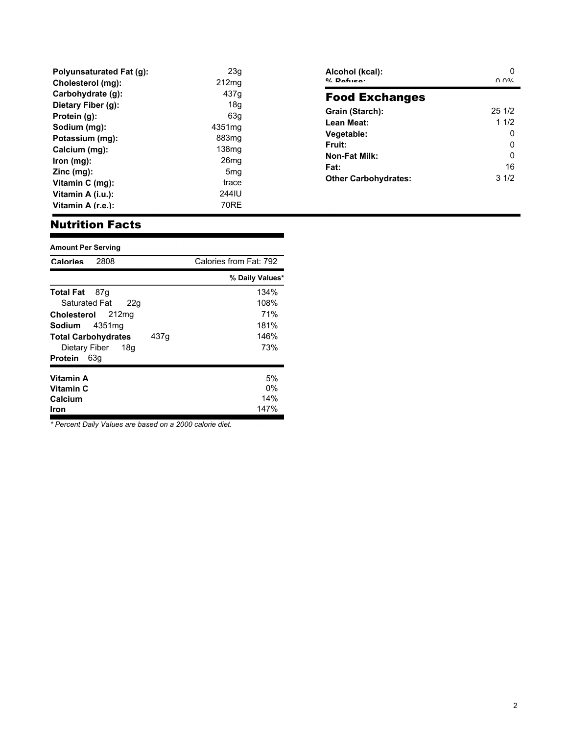| | |
|---|---|
| **Polyunsaturated Fat (g):** | 23g |
| **Cholesterol (mg):** | 212mg |
| **Carbohydrate (g):** | 437g |
| **Dietary Fiber (g):** | 18g |
| **Protein (g):** | 63g |
| **Sodium (mg):** | 4351mg |
| **Potassium (mg):** | 883mg |
| **Calcium (mg):** | 138mg |
| **Iron (mg):** | 26mg |
| **Zinc (mg):** | 5mg |
| **Vitamin C (mg):** | trace |
| **Vitamin A (i.u.):** | 244IU |
| **Vitamin A (r.e.):** | 70RE |

| | |
|---|---|
| **Alcohol (kcal):** | 0 |
| **% Refuse:** | 0.0% |

## Food Exchanges

| | |
|---|---|
| **Grain (Starch):** | 25 1/2 |
| **Lean Meat:** | 1 1/2 |
| **Vegetable:** | 0 |
| **Fruit:** | 0 |
| **Non-Fat Milk:** | 0 |
| **Fat:** | 16 |
| **Other Carbohydrates:** | 3 1/2 |

## Nutrition Facts

**Amount Per Serving**

| | |
|---|---|
| **Calories** 2808 | Calories from Fat: 792 |
| | **% Daily Values*** |
| **Total Fat** 87g | 134% |
| Saturated Fat 22g | 108% |
| **Cholesterol** 212mg | 71% |
| **Sodium** 4351mg | 181% |
| **Total Carbohydrates** 437g | 146% |
| Dietary Fiber 18g | 73% |
| **Protein** 63g | |
| **Vitamin A** | 5% |
| **Vitamin C** | 0% |
| **Calcium** | 14% |
| **Iron** | 147% |

*\* Percent Daily Values are based on a 2000 calorie diet.*